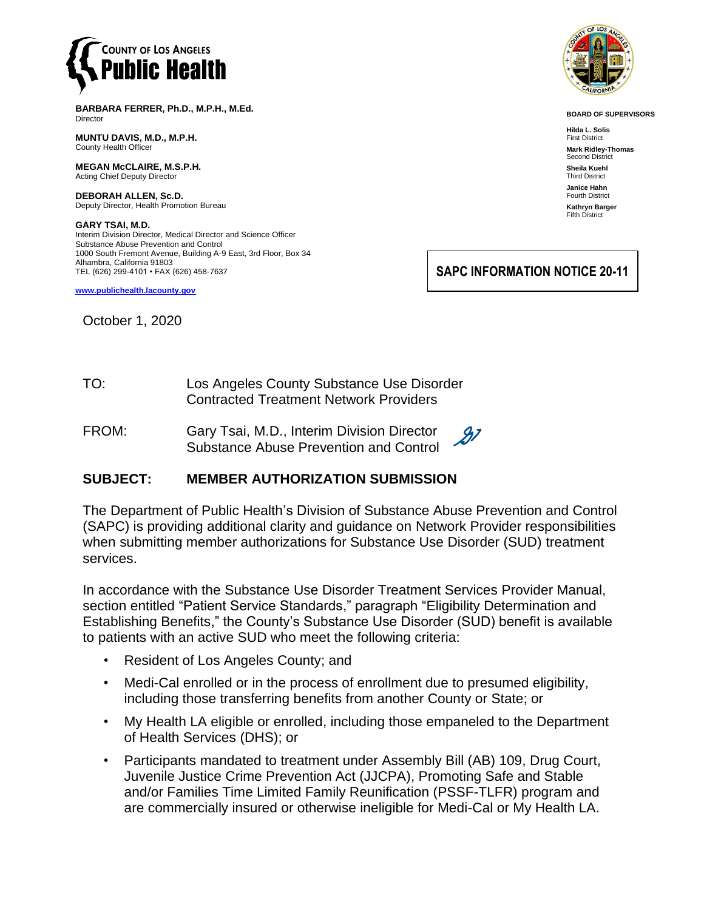**COUNTY OF LOS ANGELES**
**Public Health**

**BARBARA FERRER, Ph.D., M.P.H., M.Ed.**
Director

**MUNTU DAVIS, M.D., M.P.H.**
County Health Officer

**MEGAN McCLAIRE, M.S.P.H.**
Acting Chief Deputy Director

**DEBORAH ALLEN, Sc.D.**
Deputy Director, Health Promotion Bureau

**GARY TSAI, M.D.**
Interim Division Director, Medical Director and Science Officer
Substance Abuse Prevention and Control
1000 South Fremont Avenue, Building A-9 East, 3rd Floor, Box 34
Alhambra, California 91803
TEL (626) 299-4101 • FAX (626) 458-7637

www.publichealth.lacounty.gov

**BOARD OF SUPERVISORS**

**Hilda L. Solis**
First District

**Mark Ridley-Thomas**
Second District

**Sheila Kuehl**
Third District

**Janice Hahn**
Fourth District

**Kathryn Barger**
Fifth District

**SAPC INFORMATION NOTICE 20-11**

October 1, 2020

TO: Los Angeles County Substance Use Disorder Contracted Treatment Network Providers

FROM: Gary Tsai, M.D., Interim Division Director
Substance Abuse Prevention and Control

**SUBJECT: MEMBER AUTHORIZATION SUBMISSION**

The Department of Public Health's Division of Substance Abuse Prevention and Control (SAPC) is providing additional clarity and guidance on Network Provider responsibilities when submitting member authorizations for Substance Use Disorder (SUD) treatment services.

In accordance with the Substance Use Disorder Treatment Services Provider Manual, section entitled "Patient Service Standards," paragraph "Eligibility Determination and Establishing Benefits," the County's Substance Use Disorder (SUD) benefit is available to patients with an active SUD who meet the following criteria:

- Resident of Los Angeles County; and
- Medi-Cal enrolled or in the process of enrollment due to presumed eligibility, including those transferring benefits from another County or State; or
- My Health LA eligible or enrolled, including those empaneled to the Department of Health Services (DHS); or
- Participants mandated to treatment under Assembly Bill (AB) 109, Drug Court, Juvenile Justice Crime Prevention Act (JJCPA), Promoting Safe and Stable and/or Families Time Limited Family Reunification (PSSF-TLFR) program and are commercially insured or otherwise ineligible for Medi-Cal or My Health LA.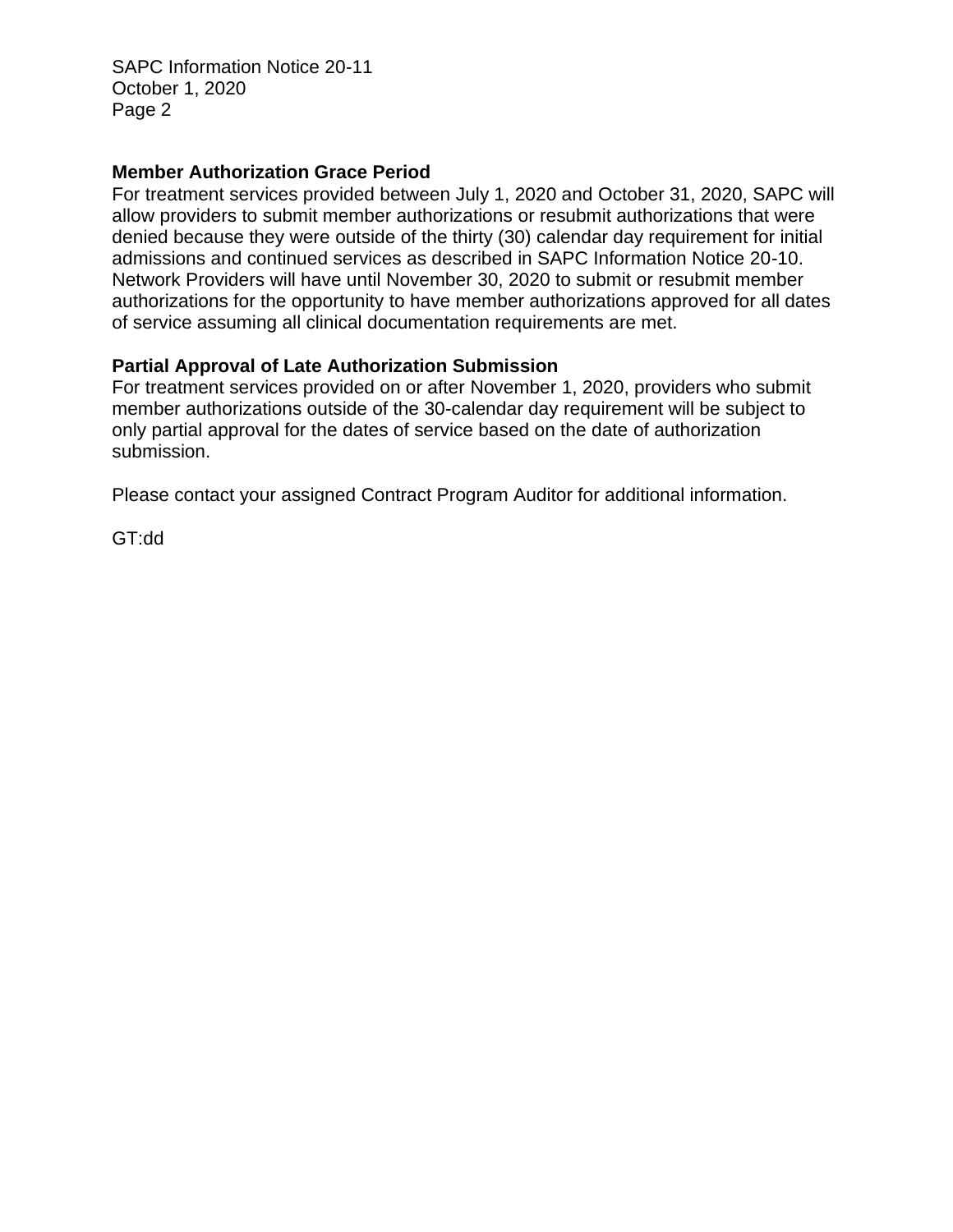**Member Authorization Grace Period**

For treatment services provided between July 1, 2020 and October 31, 2020, SAPC will allow providers to submit member authorizations or resubmit authorizations that were denied because they were outside of the thirty (30) calendar day requirement for initial admissions and continued services as described in SAPC Information Notice 20-10. Network Providers will have until November 30, 2020 to submit or resubmit member authorizations for the opportunity to have member authorizations approved for all dates of service assuming all clinical documentation requirements are met.

**Partial Approval of Late Authorization Submission**

For treatment services provided on or after November 1, 2020, providers who submit member authorizations outside of the 30-calendar day requirement will be subject to only partial approval for the dates of service based on the date of authorization submission.

Please contact your assigned Contract Program Auditor for additional information.

GT:dd